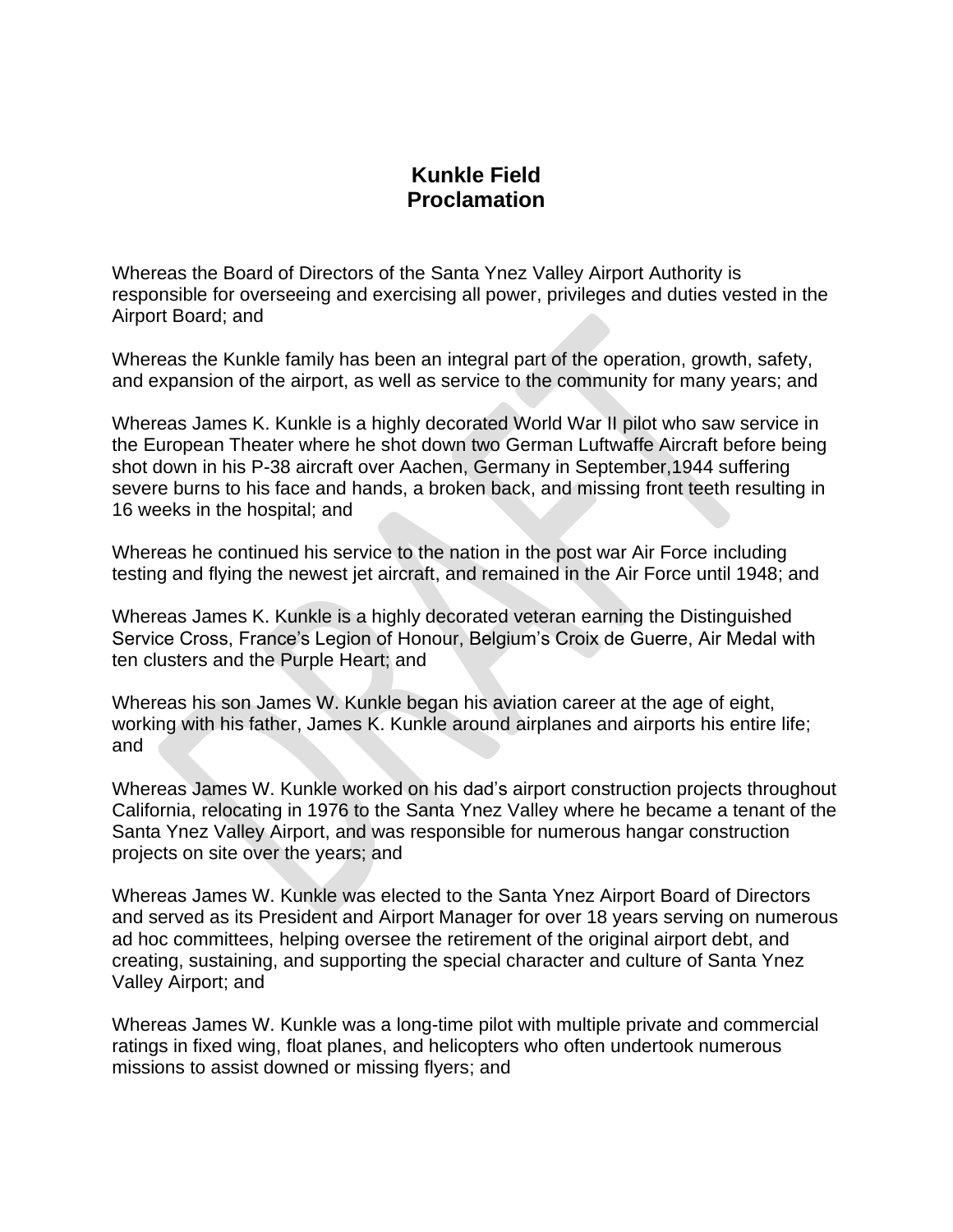# Kunkle Field
# Proclamation

Whereas the Board of Directors of the Santa Ynez Valley Airport Authority is responsible for overseeing and exercising all power, privileges and duties vested in the Airport Board; and

Whereas the Kunkle family has been an integral part of the operation, growth, safety, and expansion of the airport, as well as service to the community for many years; and

Whereas James K. Kunkle is a highly decorated World War II pilot who saw service in the European Theater where he shot down two German Luftwaffe Aircraft before being shot down in his P-38 aircraft over Aachen, Germany in September,1944 suffering severe burns to his face and hands, a broken back, and missing front teeth resulting in 16 weeks in the hospital; and

Whereas he continued his service to the nation in the post war Air Force including testing and flying the newest jet aircraft, and remained in the Air Force until 1948; and

Whereas James K. Kunkle is a highly decorated veteran earning the Distinguished Service Cross, France's Legion of Honour, Belgium's Croix de Guerre, Air Medal with ten clusters and the Purple Heart; and

Whereas his son James W. Kunkle began his aviation career at the age of eight, working with his father, James K. Kunkle around airplanes and airports his entire life; and

Whereas James W. Kunkle worked on his dad's airport construction projects throughout California, relocating in 1976 to the Santa Ynez Valley where he became a tenant of the Santa Ynez Valley Airport, and was responsible for numerous hangar construction projects on site over the years; and

Whereas James W. Kunkle was elected to the Santa Ynez Airport Board of Directors and served as its President and Airport Manager for over 18 years serving on numerous ad hoc committees, helping oversee the retirement of the original airport debt, and creating, sustaining, and supporting the special character and culture of Santa Ynez Valley Airport; and

Whereas James W. Kunkle was a long-time pilot with multiple private and commercial ratings in fixed wing, float planes, and helicopters who often undertook numerous missions to assist downed or missing flyers; and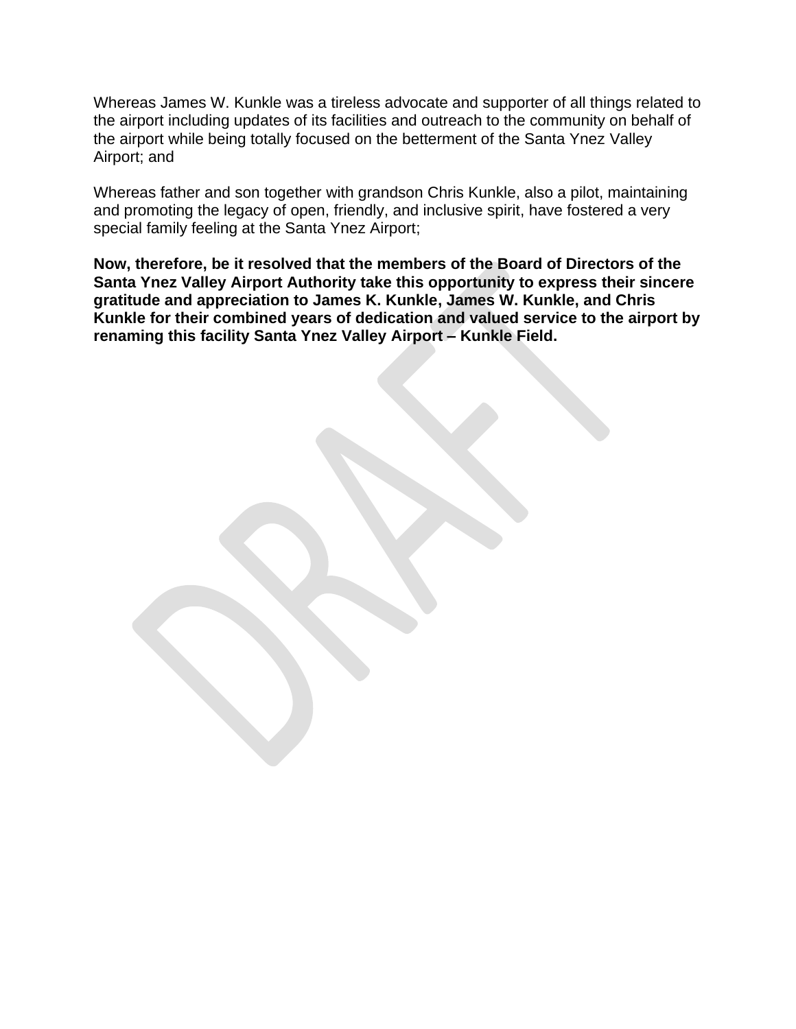Whereas James W. Kunkle was a tireless advocate and supporter of all things related to the airport including updates of its facilities and outreach to the community on behalf of the airport while being totally focused on the betterment of the Santa Ynez Valley Airport; and

Whereas father and son together with grandson Chris Kunkle, also a pilot, maintaining and promoting the legacy of open, friendly, and inclusive spirit, have fostered a very special family feeling at the Santa Ynez Airport;

**Now, therefore, be it resolved that the members of the Board of Directors of the Santa Ynez Valley Airport Authority take this opportunity to express their sincere gratitude and appreciation to James K. Kunkle, James W. Kunkle, and Chris Kunkle for their combined years of dedication and valued service to the airport by renaming this facility Santa Ynez Valley Airport – Kunkle Field.**